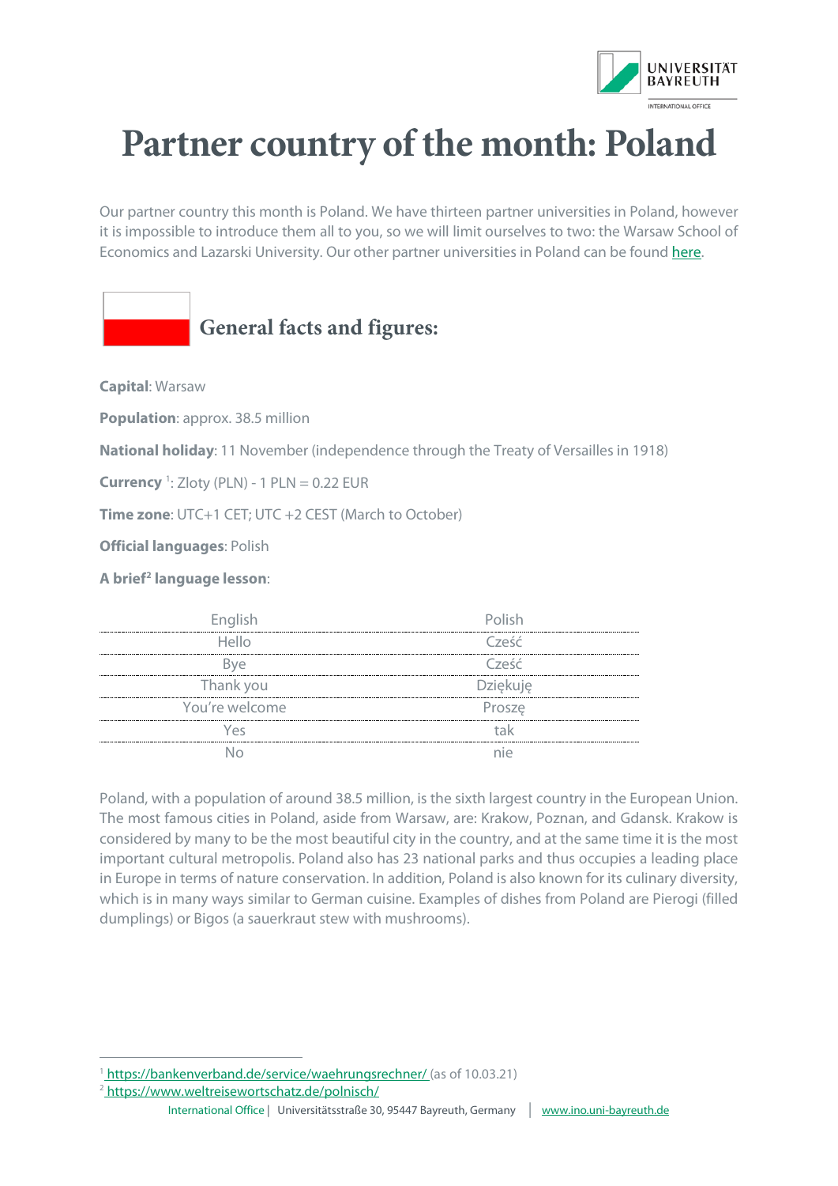# Partner country of the month: Poland

Our partner country this month is Poland. We have thirteen partner universities in Poland, however it is impossible to introduce them all to you, so we will limit ourselves to two: the Warsaw School of Economics and Lazarski University. Our other partner universities in Poland can be found here.

## General facts and figures:

**Capital**: Warsaw

**Population**: approx. 38.5 million

**National holiday**: 11 November (independence through the Treaty of Versailles in 1918)

**Currency** [1]: Zloty (PLN) - 1 PLN = 0.22 EUR

**Time zone**: UTC+1 CET; UTC +2 CEST (March to October)

**Official languages**: Polish

**A brief[2] language lesson**:

| English | Polish |
|---|---|
| Hello | Cześć |
| Bye | Cześć |
| Thank you | Dziękuję |
| You're welcome | Proszę |
| Yes | tak |
| No | nie |

Poland, with a population of around 38.5 million, is the sixth largest country in the European Union. The most famous cities in Poland, aside from Warsaw, are: Krakow, Poznan, and Gdansk. Krakow is considered by many to be the most beautiful city in the country, and at the same time it is the most important cultural metropolis. Poland also has 23 national parks and thus occupies a leading place in Europe in terms of nature conservation. In addition, Poland is also known for its culinary diversity, which is in many ways similar to German cuisine. Examples of dishes from Poland are Pierogi (filled dumplings) or Bigos (a sauerkraut stew with mushrooms).

---

[1] https://bankenverband.de/service/waehrungsrechner/ (as of 10.03.21)

[2] https://www.weltreisewortschatz.de/polnisch/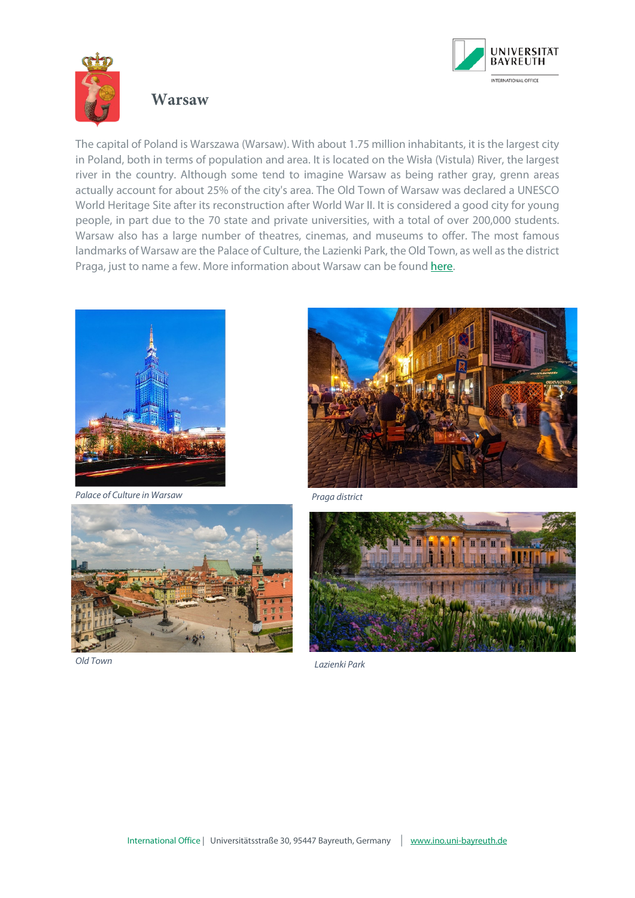# Warsaw

The capital of Poland is Warszawa (Warsaw). With about 1.75 million inhabitants, it is the largest city in Poland, both in terms of population and area. It is located on the Wisła (Vistula) River, the largest river in the country. Although some tend to imagine Warsaw as being rather gray, grenn areas actually account for about 25% of the city's area. The Old Town of Warsaw was declared a UNESCO World Heritage Site after its reconstruction after World War II. It is considered a good city for young people, in part due to the 70 state and private universities, with a total of over 200,000 students. Warsaw also has a large number of theatres, cinemas, and museums to offer. The most famous landmarks of Warsaw are the Palace of Culture, the Lazienki Park, the Old Town, as well as the district Praga, just to name a few. More information about Warsaw can be found here.

*Palace of Culture in Warsaw*

*Praga district*

*Old Town*

*Lazienki Park*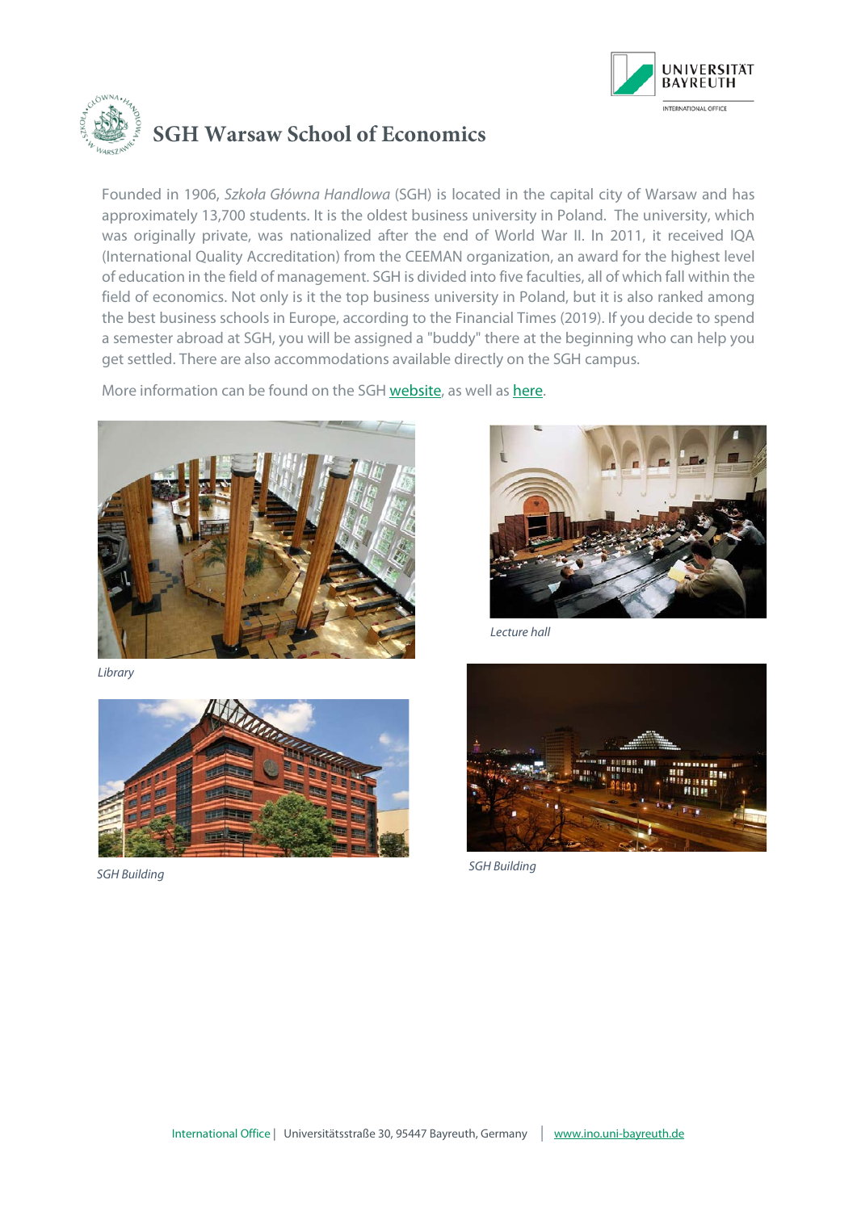# SGH Warsaw School of Economics

Founded in 1906, *Szkoła Główna Handlowa* (SGH) is located in the capital city of Warsaw and has approximately 13,700 students. It is the oldest business university in Poland. The university, which was originally private, was nationalized after the end of World War II. In 2011, it received IQA (International Quality Accreditation) from the CEEMAN organization, an award for the highest level of education in the field of management. SGH is divided into five faculties, all of which fall within the field of economics. Not only is it the top business university in Poland, but it is also ranked among the best business schools in Europe, according to the Financial Times (2019). If you decide to spend a semester abroad at SGH, you will be assigned a "buddy" there at the beginning who can help you get settled. There are also accommodations available directly on the SGH campus.

More information can be found on the SGH website, as well as here.

*Library*

*Lecture hall*

*SGH Building*

*SGH Building*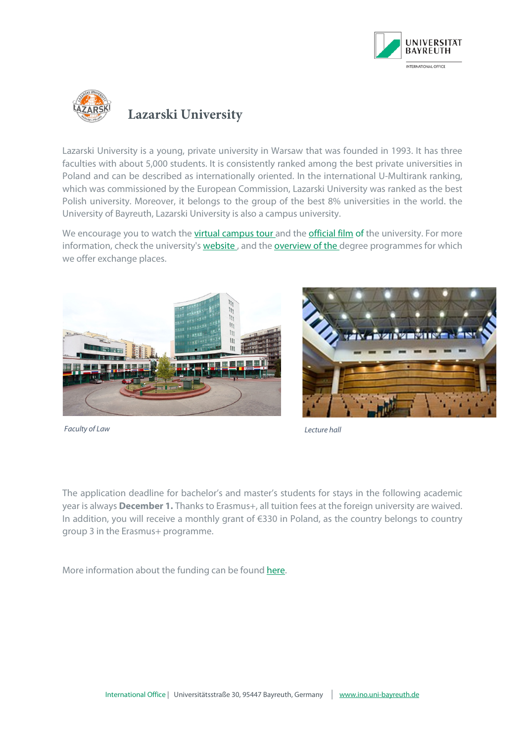# Lazarski University

Lazarski University is a young, private university in Warsaw that was founded in 1993. It has three faculties with about 5,000 students. It is consistently ranked among the best private universities in Poland and can be described as internationally oriented. In the international U-Multirank ranking, which was commissioned by the European Commission, Lazarski University was ranked as the best Polish university. Moreover, it belongs to the group of the best 8% universities in the world. the University of Bayreuth, Lazarski University is also a campus university.

We encourage you to watch the virtual campus tour and the official film of the university. For more information, check the university's website , and the overview of the degree programmes for which we offer exchange places.

*Faculty of Law*

*Lecture hall*

The application deadline for bachelor's and master's students for stays in the following academic year is always **December 1.** Thanks to Erasmus+, all tuition fees at the foreign university are waived. In addition, you will receive a monthly grant of €330 in Poland, as the country belongs to country group 3 in the Erasmus+ programme.

More information about the funding can be found here.